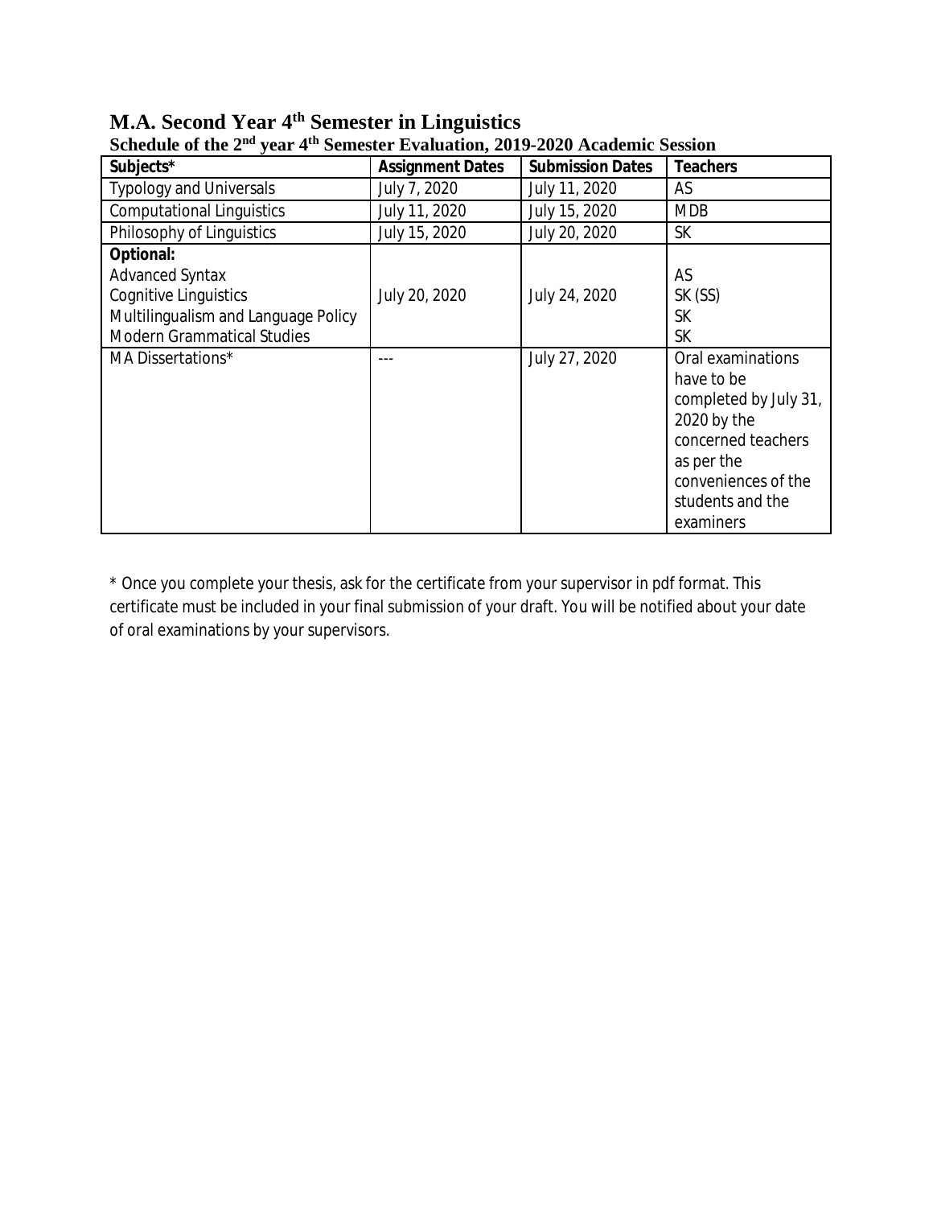# M.A. Second Year 4th Semester in Linguistics

**Schedule of the 2nd year 4th Semester Evaluation, 2019-2020 Academic Session**

| Subjects* | Assignment Dates | Submission Dates | Teachers |
|---|---|---|---|
| Typology and Universals | July 7, 2020 | July 11, 2020 | AS |
| Computational Linguistics | July 11, 2020 | July 15, 2020 | MDB |
| Philosophy of Linguistics | July 15, 2020 | July 20, 2020 | SK |
| **Optional:**<br>Advanced Syntax<br>Cognitive Linguistics<br>Multilingualism and Language Policy<br>Modern Grammatical Studies | July 20, 2020 | July 24, 2020 | <br>AS<br>SK (SS)<br>SK<br>SK |
| MA Dissertations* | --- | July 27, 2020 | Oral examinations have to be completed by July 31, 2020 by the concerned teachers as per the conveniences of the students and the examiners |

* Once you complete your thesis, ask for the certificate from your supervisor in pdf format. This certificate must be included in your final submission of your draft. You will be notified about your date of oral examinations by your supervisors.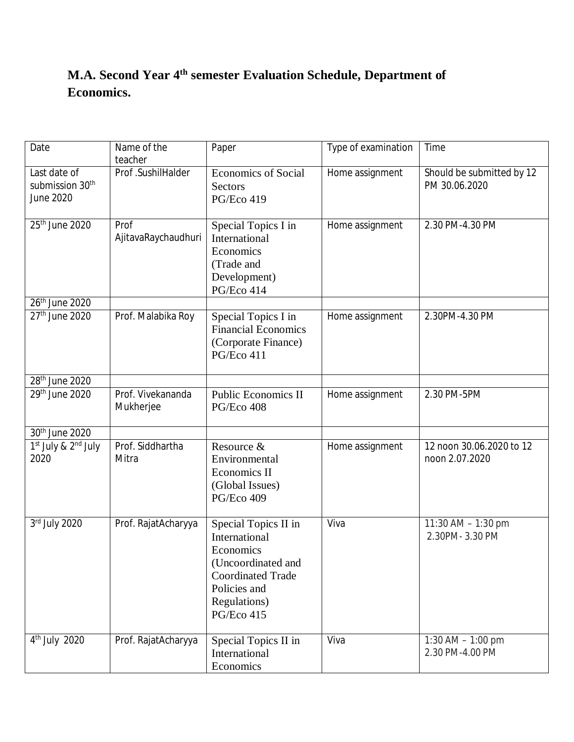## M.A. Second Year 4th semester Evaluation Schedule, Department of Economics.

| Date | Name of the teacher | Paper | Type of examination | Time |
|---|---|---|---|---|
| Last date of submission 30th June 2020 | Prof .SushilHalder | Economics of Social Sectors PG/Eco 419 | Home assignment | Should be submitted by 12 PM 30.06.2020 |
| 25th June 2020 | Prof AjitavaRaychaudhuri | Special Topics I in International Economics (Trade and Development) PG/Eco 414 | Home assignment | 2.30 PM-4.30 PM |
| 26th June 2020 | | | | |
| 27th June 2020 | Prof. Malabika Roy | Special Topics I in Financial Economics (Corporate Finance) PG/Eco 411 | Home assignment | 2.30PM-4.30 PM |
| 28th June 2020 | | | | |
| 29th June 2020 | Prof. Vivekananda Mukherjee | Public Economics II PG/Eco 408 | Home assignment | 2.30 PM-5PM |
| 30th June 2020 | | | | |
| 1st July & 2nd July 2020 | Prof. Siddhartha Mitra | Resource & Environmental Economics II (Global Issues) PG/Eco 409 | Home assignment | 12 noon 30.06.2020 to 12 noon 2.07.2020 |
| 3rd July 2020 | Prof. RajatAcharyya | Special Topics II in International Economics (Uncoordinated and Coordinated Trade Policies and Regulations) PG/Eco 415 | Viva | 11:30 AM – 1:30 pm 2.30PM- 3.30 PM |
| 4th July 2020 | Prof. RajatAcharyya | Special Topics II in International Economics | Viva | 1:30 AM – 1:00 pm 2.30 PM-4.00 PM |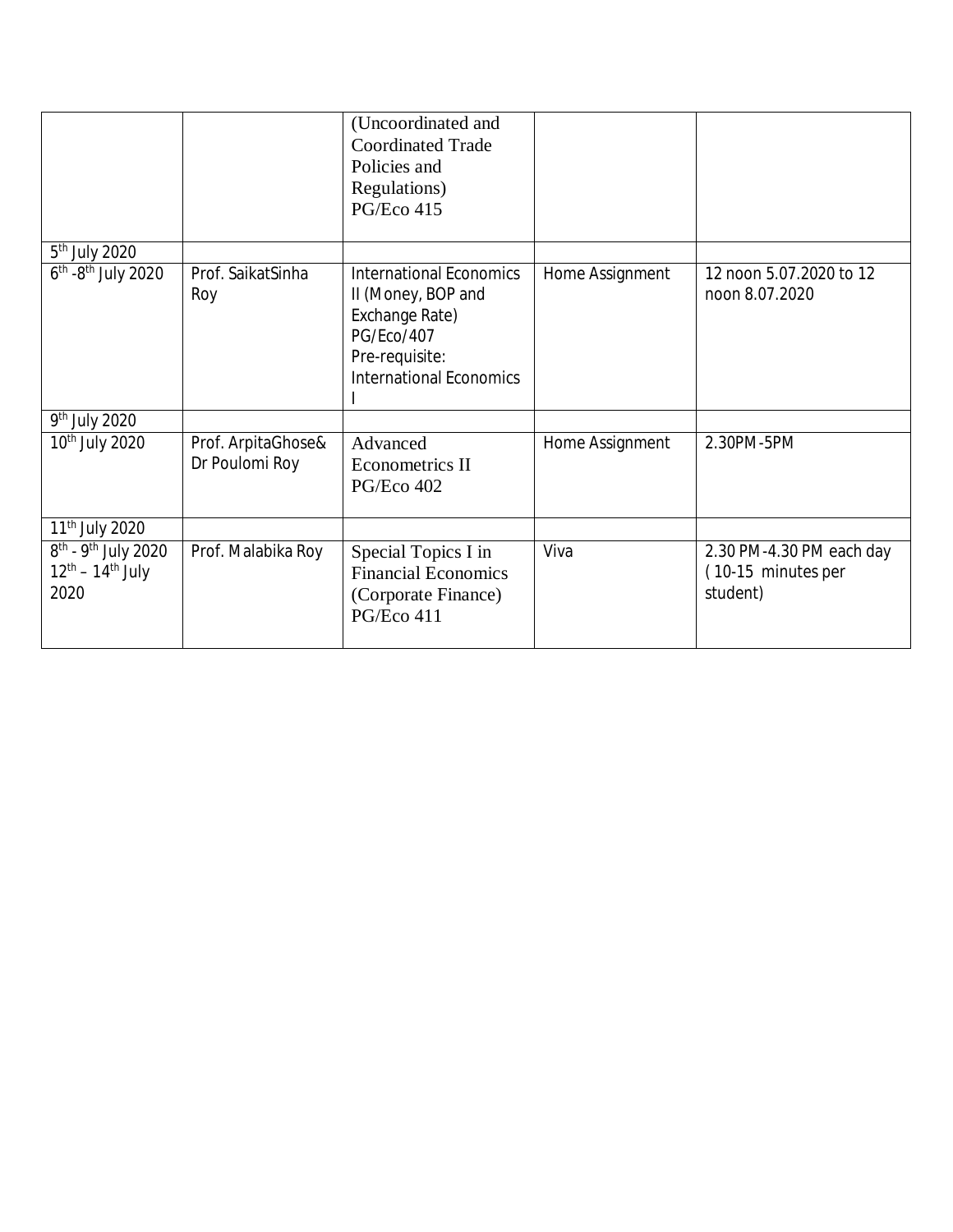| | | (Uncoordinated and Coordinated Trade Policies and Regulations) PG/Eco 415 | | |
|---|---|---|---|---|
| 5th July 2020 | | | | |
| 6th -8th July 2020 | Prof. SaikatSinha Roy | International Economics II (Money, BOP and Exchange Rate) PG/Eco/407 Pre-requisite: International Economics I | Home Assignment | 12 noon 5.07.2020 to 12 noon 8.07.2020 |
| 9th July 2020 | | | | |
| 10th July 2020 | Prof. ArpitaGhose& Dr Poulomi Roy | Advanced Econometrics II PG/Eco 402 | Home Assignment | 2.30PM-5PM |
| 11th July 2020 | | | | |
| 8th - 9th July 2020 12th – 14th July 2020 | Prof. Malabika Roy | Special Topics I in Financial Economics (Corporate Finance) PG/Eco 411 | Viva | 2.30 PM-4.30 PM each day ( 10-15 minutes per student) |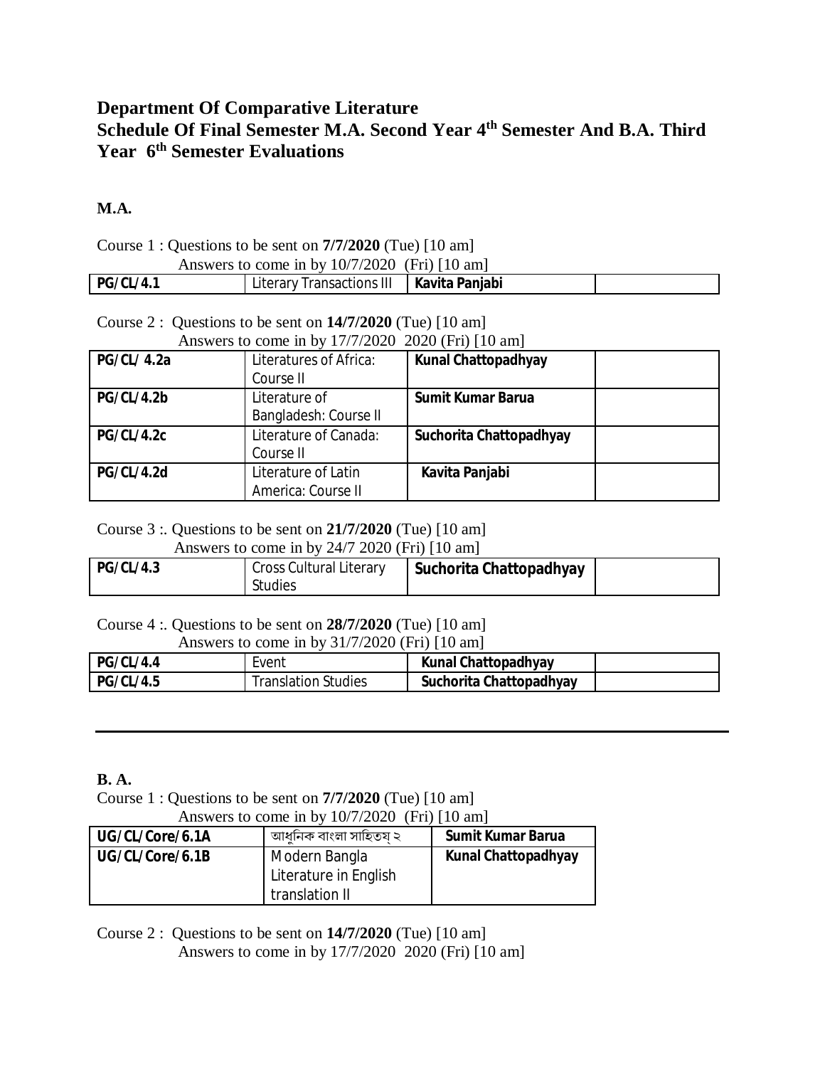# Department Of Comparative Literature

## Schedule Of Final Semester M.A. Second Year 4th Semester And B.A. Third Year 6th Semester Evaluations

**M.A.**

Course 1 : Questions to be sent on **7/7/2020** (Tue) [10 am]
Answers to come in by 10/7/2020 (Fri) [10 am]

| | | | |
|---|---|---|---|
| **PG/CL/4.1** | Literary Transactions III | **Kavita Panjabi** | |

Course 2 : Questions to be sent on **14/7/2020** (Tue) [10 am]
Answers to come in by 17/7/2020 2020 (Fri) [10 am]

| | | | |
|---|---|---|---|
| **PG/CL/ 4.2a** | Literatures of Africa: Course II | **Kunal Chattopadhyay** | |
| **PG/CL/4.2b** | Literature of Bangladesh: Course II | **Sumit Kumar Barua** | |
| **PG/CL/4.2c** | Literature of Canada: Course II | **Suchorita Chattopadhyay** | |
| **PG/CL/4.2d** | Literature of Latin America: Course II | **Kavita Panjabi** | |

Course 3 :. Questions to be sent on **21/7/2020** (Tue) [10 am]
Answers to come in by 24/7 2020 (Fri) [10 am]

| | | | |
|---|---|---|---|
| **PG/CL/4.3** | Cross Cultural Literary Studies | **Suchorita Chattopadhyay** | |

Course 4 :. Questions to be sent on **28/7/2020** (Tue) [10 am]
Answers to come in by 31/7/2020 (Fri) [10 am]

| | | | |
|---|---|---|---|
| **PG/CL/4.4** | Event | **Kunal Chattopadhyay** | |
| **PG/CL/4.5** | Translation Studies | **Suchorita Chattopadhyay** | |

---

**B. A.**

Course 1 : Questions to be sent on **7/7/2020** (Tue) [10 am]
Answers to come in by 10/7/2020 (Fri) [10 am]

| | | |
|---|---|---|
| **UG/CL/Core/6.1A** | আধুনিক বাংলা সাহিত্য ২ | **Sumit Kumar Barua** |
| **UG/CL/Core/6.1B** | Modern Bangla Literature in English translation II | **Kunal Chattopadhyay** |

Course 2 : Questions to be sent on **14/7/2020** (Tue) [10 am]
Answers to come in by 17/7/2020 2020 (Fri) [10 am]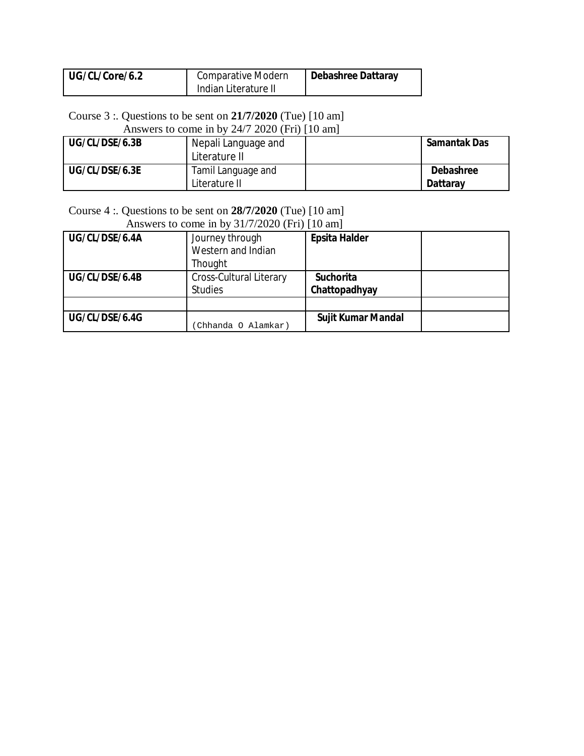| | | |
|---|---|---|
| **UG/CL/Core/6.2** | Comparative Modern Indian Literature II | **Debashree Dattaray** |

Course 3 :. Questions to be sent on **21/7/2020** (Tue) [10 am]
Answers to come in by 24/7 2020 (Fri) [10 am]

| | | | |
|---|---|---|---|
| **UG/CL/DSE/6.3B** | Nepali Language and Literature II | | **Samantak Das** |
| **UG/CL/DSE/6.3E** | Tamil Language and Literature II | | **Debashree Dattaray** |

Course 4 :. Questions to be sent on **28/7/2020** (Tue) [10 am]
Answers to come in by 31/7/2020 (Fri) [10 am]

| | | | |
|---|---|---|---|
| **UG/CL/DSE/6.4A** | Journey through Western and Indian Thought | **Epsita Halder** | |
| **UG/CL/DSE/6.4B** | Cross-Cultural Literary Studies | **Suchorita Chattopadhyay** | |
| | | | |
| **UG/CL/DSE/6.4G** | (Chhanda O Alamkar) | **Sujit Kumar Mandal** | |